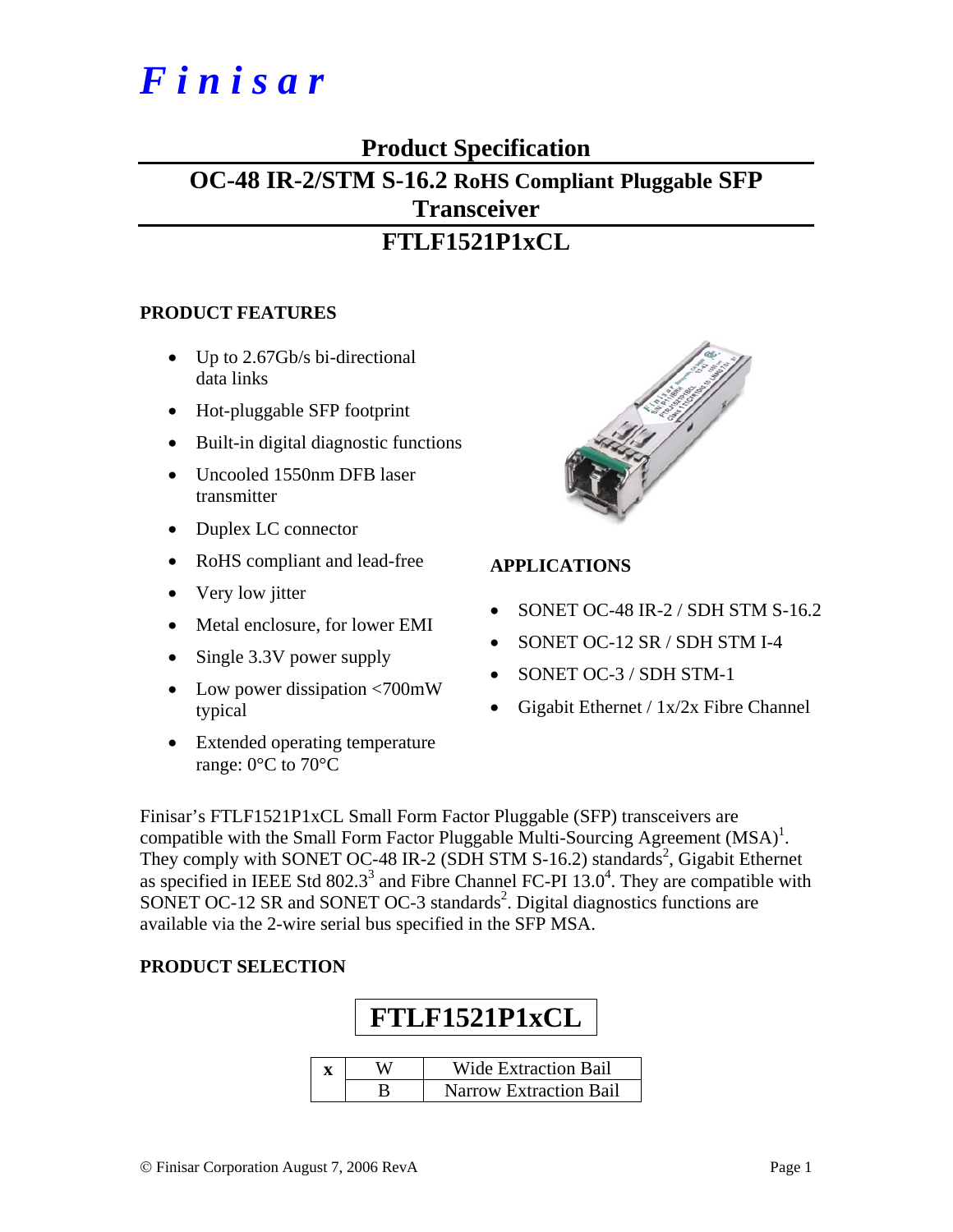# Finisar

## Product Specification

## OC-48 IR-2/STM S-16.2 RoHS Compliant Pluggable SFP Transceiver

## FTLF1521P1xCL

### PRODUCT FEATURES

- Up to 2.67Gb/s bi-directional data links
- Hot-pluggable SFP footprint
- Built-in digital diagnostic functions
- Uncooled 1550nm DFB laser transmitter
- Duplex LC connector
- RoHS compliant and lead-free
- Very low jitter
- Metal enclosure, for lower EMI
- Single 3.3V power supply
- Low power dissipation <700mW typical
- Extended operating temperature range: 0°C to 70°C

### APPLICATIONS

- SONET OC-48 IR-2 / SDH STM S-16.2
- SONET OC-12 SR / SDH STM I-4
- SONET OC-3 / SDH STM-1
- Gigabit Ethernet / 1x/2x Fibre Channel

Finisar's FTLF1521P1xCL Small Form Factor Pluggable (SFP) transceivers are compatible with the Small Form Factor Pluggable Multi-Sourcing Agreement (MSA)[1]. They comply with SONET OC-48 IR-2 (SDH STM S-16.2) standards[2], Gigabit Ethernet as specified in IEEE Std 802.3[3] and Fibre Channel FC-PI 13.0[4]. They are compatible with SONET OC-12 SR and SONET OC-3 standards[2]. Digital diagnostics functions are available via the 2-wire serial bus specified in the SFP MSA.

### PRODUCT SELECTION

**FTLF1521P1xCL**

| x | W | Wide Extraction Bail |
|---|---|---|
| | B | Narrow Extraction Bail |

© Finisar Corporation August 7, 2006 RevA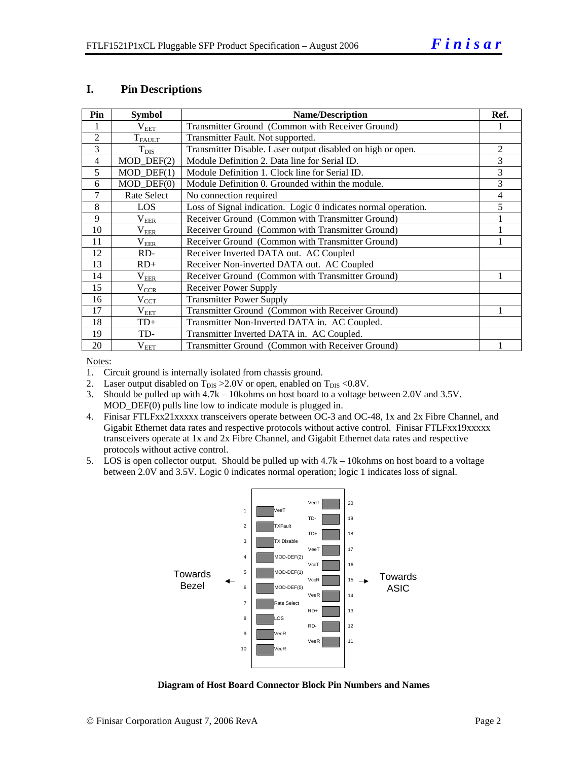## I. Pin Descriptions

| Pin | Symbol | Name/Description | Ref. |
|---|---|---|---|
| 1 | $V_{EET}$ | Transmitter Ground (Common with Receiver Ground) | 1 |
| 2 | $T_{FAULT}$ | Transmitter Fault. Not supported. | |
| 3 | $T_{DIS}$ | Transmitter Disable. Laser output disabled on high or open. | 2 |
| 4 | MOD_DEF(2) | Module Definition 2. Data line for Serial ID. | 3 |
| 5 | MOD_DEF(1) | Module Definition 1. Clock line for Serial ID. | 3 |
| 6 | MOD_DEF(0) | Module Definition 0. Grounded within the module. | 3 |
| 7 | Rate Select | No connection required | 4 |
| 8 | LOS | Loss of Signal indication. Logic 0 indicates normal operation. | 5 |
| 9 | $V_{EER}$ | Receiver Ground (Common with Transmitter Ground) | 1 |
| 10 | $V_{EER}$ | Receiver Ground (Common with Transmitter Ground) | 1 |
| 11 | $V_{EER}$ | Receiver Ground (Common with Transmitter Ground) | 1 |
| 12 | RD- | Receiver Inverted DATA out. AC Coupled | |
| 13 | RD+ | Receiver Non-inverted DATA out. AC Coupled | |
| 14 | $V_{EER}$ | Receiver Ground (Common with Transmitter Ground) | 1 |
| 15 | $V_{CCR}$ | Receiver Power Supply | |
| 16 | $V_{CCT}$ | Transmitter Power Supply | |
| 17 | $V_{EET}$ | Transmitter Ground (Common with Receiver Ground) | 1 |
| 18 | TD+ | Transmitter Non-Inverted DATA in. AC Coupled. | |
| 19 | TD- | Transmitter Inverted DATA in. AC Coupled. | |
| 20 | $V_{EET}$ | Transmitter Ground (Common with Receiver Ground) | 1 |

Notes:

1. Circuit ground is internally isolated from chassis ground.
2. Laser output disabled on $T_{DIS}$ >2.0V or open, enabled on $T_{DIS}$ <0.8V.
3. Should be pulled up with 4.7k – 10kohms on host board to a voltage between 2.0V and 3.5V. MOD_DEF(0) pulls line low to indicate module is plugged in.
4. Finisar FTLFxx21xxxxx transceivers operate between OC-3 and OC-48, 1x and 2x Fibre Channel, and Gigabit Ethernet data rates and respective protocols without active control. Finisar FTLFxx19xxxxx transceivers operate at 1x and 2x Fibre Channel, and Gigabit Ethernet data rates and respective protocols without active control.
5. LOS is open collector output. Should be pulled up with 4.7k – 10kohms on host board to a voltage between 2.0V and 3.5V. Logic 0 indicates normal operation; logic 1 indicates loss of signal.

**Diagram of Host Board Connector Block Pin Numbers and Names**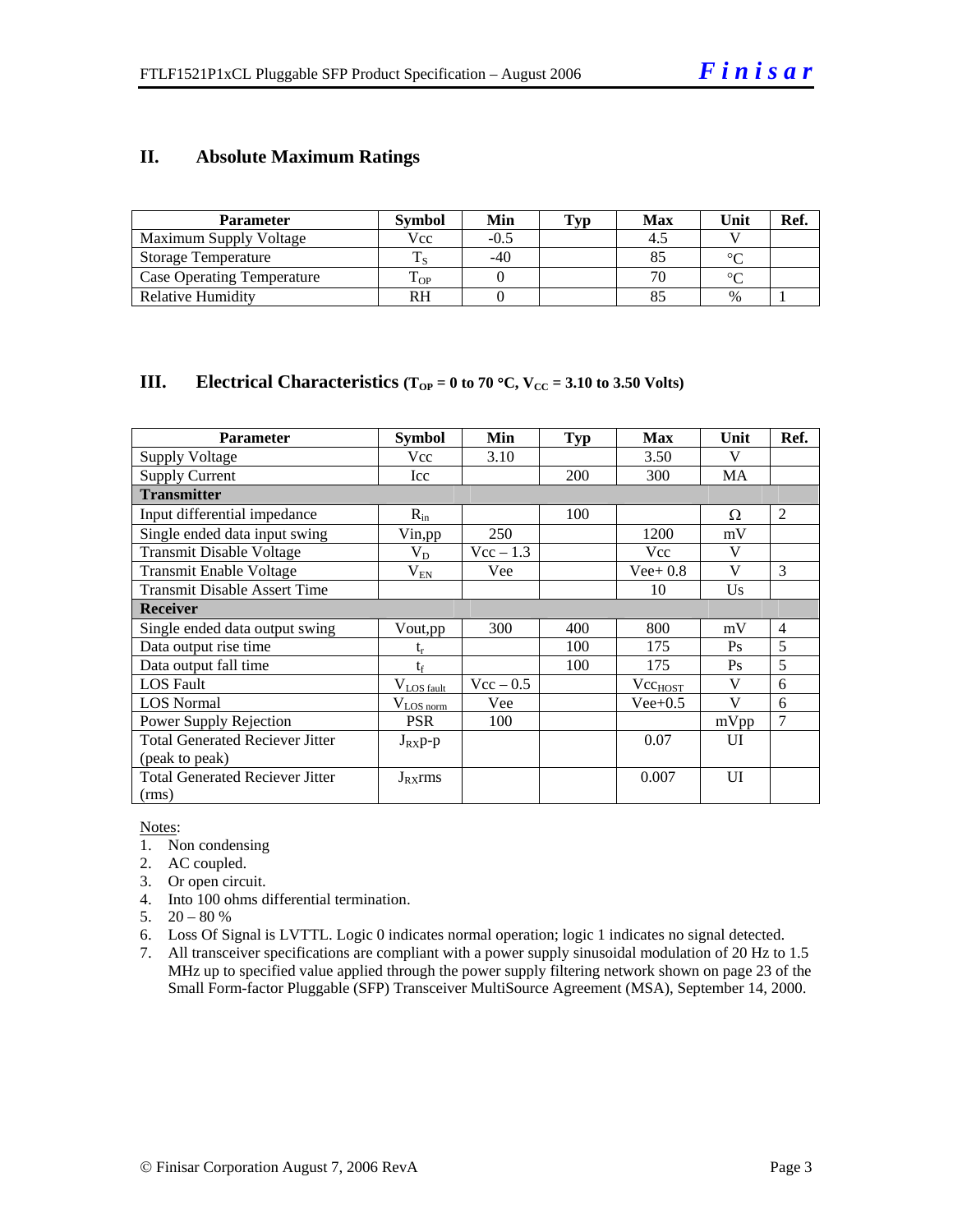## II. Absolute Maximum Ratings

| Parameter | Symbol | Min | Typ | Max | Unit | Ref. |
|---|---|---|---|---|---|---|
| Maximum Supply Voltage | Vcc | -0.5 | | 4.5 | V | |
| Storage Temperature | $T_S$ | -40 | | 85 | °C | |
| Case Operating Temperature | $T_{OP}$ | 0 | | 70 | °C | |
| Relative Humidity | RH | 0 | | 85 | % | 1 |

## III. Electrical Characteristics ($T_{OP}$ = 0 to 70 °C, $V_{CC}$ = 3.10 to 3.50 Volts)

| Parameter | Symbol | Min | Typ | Max | Unit | Ref. |
|---|---|---|---|---|---|---|
| Supply Voltage | Vcc | 3.10 | | 3.50 | V | |
| Supply Current | Icc | | 200 | 300 | MA | |
| **Transmitter** | | | | | | |
| Input differential impedance | $R_{in}$ | | 100 | | Ω | 2 |
| Single ended data input swing | Vin,pp | 250 | | 1200 | mV | |
| Transmit Disable Voltage | $V_D$ | Vcc – 1.3 | | Vcc | V | |
| Transmit Enable Voltage | $V_{EN}$ | Vee | | Vee+ 0.8 | V | 3 |
| Transmit Disable Assert Time | | | | 10 | Us | |
| **Receiver** | | | | | | |
| Single ended data output swing | Vout,pp | 300 | 400 | 800 | mV | 4 |
| Data output rise time | $t_r$ | | 100 | 175 | Ps | 5 |
| Data output fall time | $t_f$ | | 100 | 175 | Ps | 5 |
| LOS Fault | $V_{LOS\ fault}$ | Vcc – 0.5 | | $Vcc_{HOST}$ | V | 6 |
| LOS Normal | $V_{LOS\ norm}$ | Vee | | Vee+0.5 | V | 6 |
| Power Supply Rejection | PSR | 100 | | | mVpp | 7 |
| Total Generated Reciever Jitter (peak to peak) | $J_{RX}$p-p | | | 0.07 | UI | |
| Total Generated Reciever Jitter (rms) | $J_{RX}$rms | | | 0.007 | UI | |

Notes:

1. Non condensing
2. AC coupled.
3. Or open circuit.
4. Into 100 ohms differential termination.
5. 20 – 80 %
6. Loss Of Signal is LVTTL. Logic 0 indicates normal operation; logic 1 indicates no signal detected.
7. All transceiver specifications are compliant with a power supply sinusoidal modulation of 20 Hz to 1.5 MHz up to specified value applied through the power supply filtering network shown on page 23 of the Small Form-factor Pluggable (SFP) Transceiver MultiSource Agreement (MSA), September 14, 2000.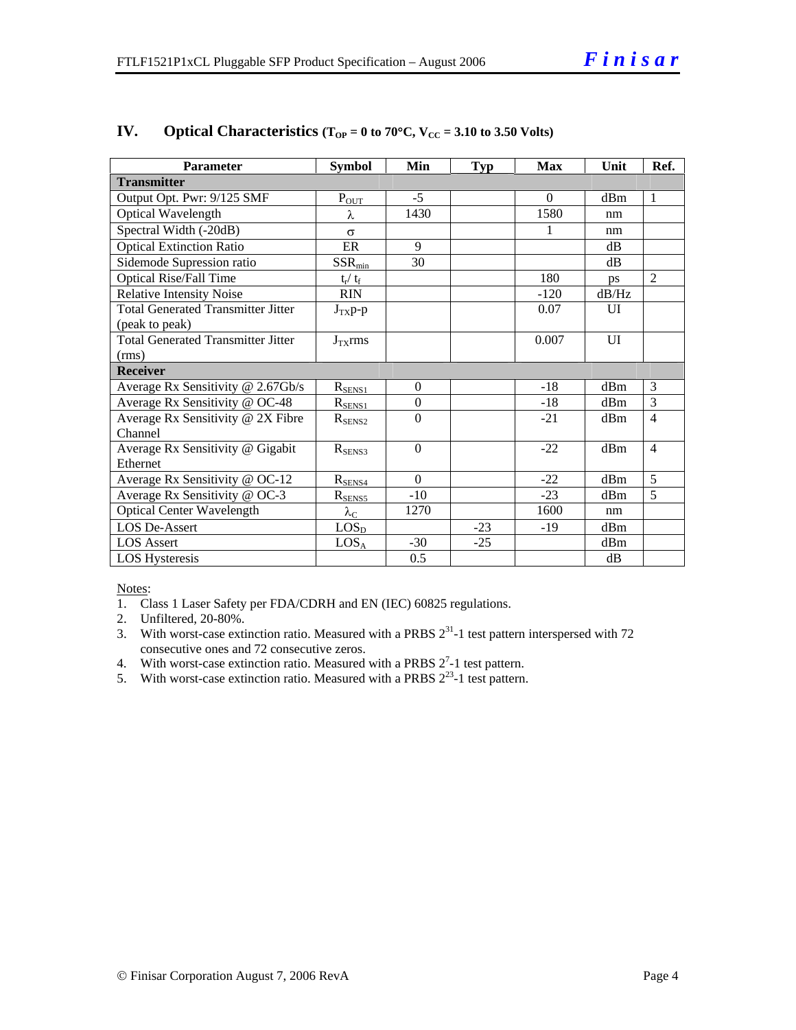## IV. Optical Characteristics ($T_{OP}$ = 0 to 70°C, $V_{CC}$ = 3.10 to 3.50 Volts)

| Parameter | Symbol | Min | Typ | Max | Unit | Ref. |
|---|---|---|---|---|---|---|
| **Transmitter** | | | | | | |
| Output Opt. Pwr: 9/125 SMF | $P_{OUT}$ | -5 | | 0 | dBm | 1 |
| Optical Wavelength | $\lambda$ | 1430 | | 1580 | nm | |
| Spectral Width (-20dB) | $\sigma$ | | | 1 | nm | |
| Optical Extinction Ratio | ER | 9 | | | dB | |
| Sidemode Supression ratio | $SSR_{min}$ | 30 | | | dB | |
| Optical Rise/Fall Time | $t_r/ t_f$ | | | 180 | ps | 2 |
| Relative Intensity Noise | RIN | | | -120 | dB/Hz | |
| Total Generated Transmitter Jitter (peak to peak) | $J_{TX}$p-p | | | 0.07 | UI | |
| Total Generated Transmitter Jitter (rms) | $J_{TX}$rms | | | 0.007 | UI | |
| **Receiver** | | | | | | |
| Average Rx Sensitivity @ 2.67Gb/s | $R_{SENS1}$ | 0 | | -18 | dBm | 3 |
| Average Rx Sensitivity @ OC-48 | $R_{SENS1}$ | 0 | | -18 | dBm | 3 |
| Average Rx Sensitivity @ 2X Fibre Channel | $R_{SENS2}$ | 0 | | -21 | dBm | 4 |
| Average Rx Sensitivity @ Gigabit Ethernet | $R_{SENS3}$ | 0 | | -22 | dBm | 4 |
| Average Rx Sensitivity @ OC-12 | $R_{SENS4}$ | 0 | | -22 | dBm | 5 |
| Average Rx Sensitivity @ OC-3 | $R_{SENS5}$ | -10 | | -23 | dBm | 5 |
| Optical Center Wavelength | $\lambda_C$ | 1270 | | 1600 | nm | |
| LOS De-Assert | $LOS_D$ | | -23 | -19 | dBm | |
| LOS Assert | $LOS_A$ | -30 | -25 | | dBm | |
| LOS Hysteresis | | 0.5 | | | dB | |

Notes:

1. Class 1 Laser Safety per FDA/CDRH and EN (IEC) 60825 regulations.
2. Unfiltered, 20-80%.
3. With worst-case extinction ratio. Measured with a PRBS $2^{31}$-1 test pattern interspersed with 72 consecutive ones and 72 consecutive zeros.
4. With worst-case extinction ratio. Measured with a PRBS $2^{7}$-1 test pattern.
5. With worst-case extinction ratio. Measured with a PRBS $2^{23}$-1 test pattern.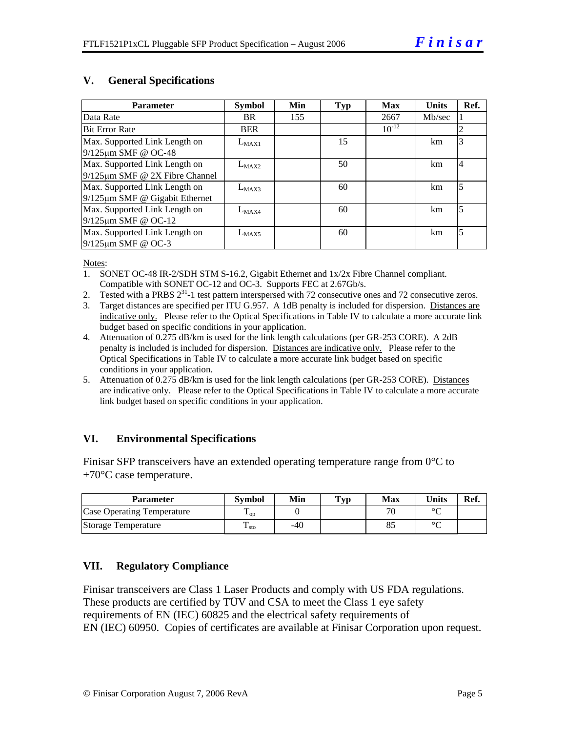## V. General Specifications

| Parameter | Symbol | Min | Typ | Max | Units | Ref. |
|---|---|---|---|---|---|---|
| Data Rate | BR | 155 | | 2667 | Mb/sec | 1 |
| Bit Error Rate | BER | | | $10^{-12}$ | | 2 |
| Max. Supported Link Length on 9/125μm SMF @ OC-48 | $L_{MAX1}$ | | 15 | | km | 3 |
| Max. Supported Link Length on 9/125μm SMF @ 2X Fibre Channel | $L_{MAX2}$ | | 50 | | km | 4 |
| Max. Supported Link Length on 9/125μm SMF @ Gigabit Ethernet | $L_{MAX3}$ | | 60 | | km | 5 |
| Max. Supported Link Length on 9/125μm SMF @ OC-12 | $L_{MAX4}$ | | 60 | | km | 5 |
| Max. Supported Link Length on 9/125μm SMF @ OC-3 | $L_{MAX5}$ | | 60 | | km | 5 |

Notes:

1. SONET OC-48 IR-2/SDH STM S-16.2, Gigabit Ethernet and 1x/2x Fibre Channel compliant. Compatible with SONET OC-12 and OC-3. Supports FEC at 2.67Gb/s.
2. Tested with a PRBS $2^{31}$-1 test pattern interspersed with 72 consecutive ones and 72 consecutive zeros.
3. Target distances are specified per ITU G.957. A 1dB penalty is included for dispersion. Distances are indicative only. Please refer to the Optical Specifications in Table IV to calculate a more accurate link budget based on specific conditions in your application.
4. Attenuation of 0.275 dB/km is used for the link length calculations (per GR-253 CORE). A 2dB penalty is included is included for dispersion. Distances are indicative only. Please refer to the Optical Specifications in Table IV to calculate a more accurate link budget based on specific conditions in your application.
5. Attenuation of 0.275 dB/km is used for the link length calculations (per GR-253 CORE). Distances are indicative only. Please refer to the Optical Specifications in Table IV to calculate a more accurate link budget based on specific conditions in your application.

## VI. Environmental Specifications

Finisar SFP transceivers have an extended operating temperature range from 0°C to +70°C case temperature.

| Parameter | Symbol | Min | Typ | Max | Units | Ref. |
|---|---|---|---|---|---|---|
| Case Operating Temperature | $T_{op}$ | 0 | | 70 | °C | |
| Storage Temperature | $T_{sto}$ | -40 | | 85 | °C | |

## VII. Regulatory Compliance

Finisar transceivers are Class 1 Laser Products and comply with US FDA regulations. These products are certified by TÜV and CSA to meet the Class 1 eye safety requirements of EN (IEC) 60825 and the electrical safety requirements of EN (IEC) 60950. Copies of certificates are available at Finisar Corporation upon request.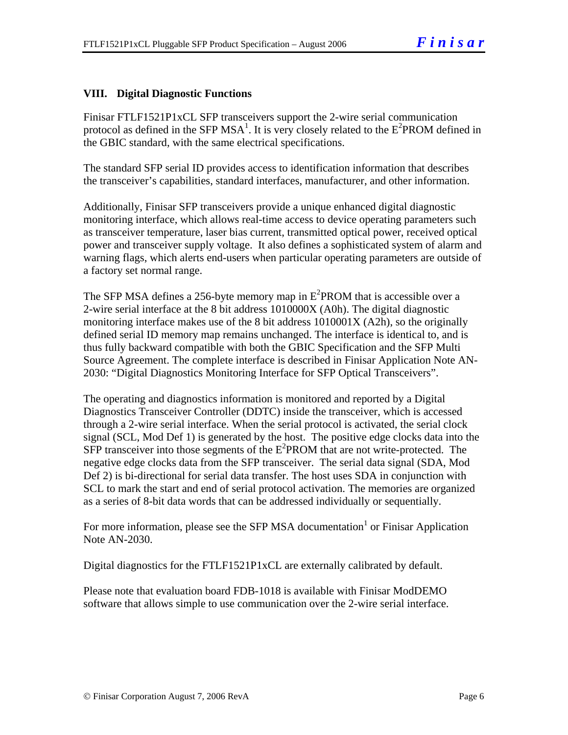## VIII. Digital Diagnostic Functions

Finisar FTLF1521P1xCL SFP transceivers support the 2-wire serial communication protocol as defined in the SFP MSA[1]. It is very closely related to the $E^2$PROM defined in the GBIC standard, with the same electrical specifications.

The standard SFP serial ID provides access to identification information that describes the transceiver's capabilities, standard interfaces, manufacturer, and other information.

Additionally, Finisar SFP transceivers provide a unique enhanced digital diagnostic monitoring interface, which allows real-time access to device operating parameters such as transceiver temperature, laser bias current, transmitted optical power, received optical power and transceiver supply voltage. It also defines a sophisticated system of alarm and warning flags, which alerts end-users when particular operating parameters are outside of a factory set normal range.

The SFP MSA defines a 256-byte memory map in $E^2$PROM that is accessible over a 2-wire serial interface at the 8 bit address 1010000X (A0h). The digital diagnostic monitoring interface makes use of the 8 bit address 1010001X (A2h), so the originally defined serial ID memory map remains unchanged. The interface is identical to, and is thus fully backward compatible with both the GBIC Specification and the SFP Multi Source Agreement. The complete interface is described in Finisar Application Note AN-2030: "Digital Diagnostics Monitoring Interface for SFP Optical Transceivers".

The operating and diagnostics information is monitored and reported by a Digital Diagnostics Transceiver Controller (DDTC) inside the transceiver, which is accessed through a 2-wire serial interface. When the serial protocol is activated, the serial clock signal (SCL, Mod Def 1) is generated by the host. The positive edge clocks data into the SFP transceiver into those segments of the $E^2$PROM that are not write-protected. The negative edge clocks data from the SFP transceiver. The serial data signal (SDA, Mod Def 2) is bi-directional for serial data transfer. The host uses SDA in conjunction with SCL to mark the start and end of serial protocol activation. The memories are organized as a series of 8-bit data words that can be addressed individually or sequentially.

For more information, please see the SFP MSA documentation[1] or Finisar Application Note AN-2030.

Digital diagnostics for the FTLF1521P1xCL are externally calibrated by default.

Please note that evaluation board FDB-1018 is available with Finisar ModDEMO software that allows simple to use communication over the 2-wire serial interface.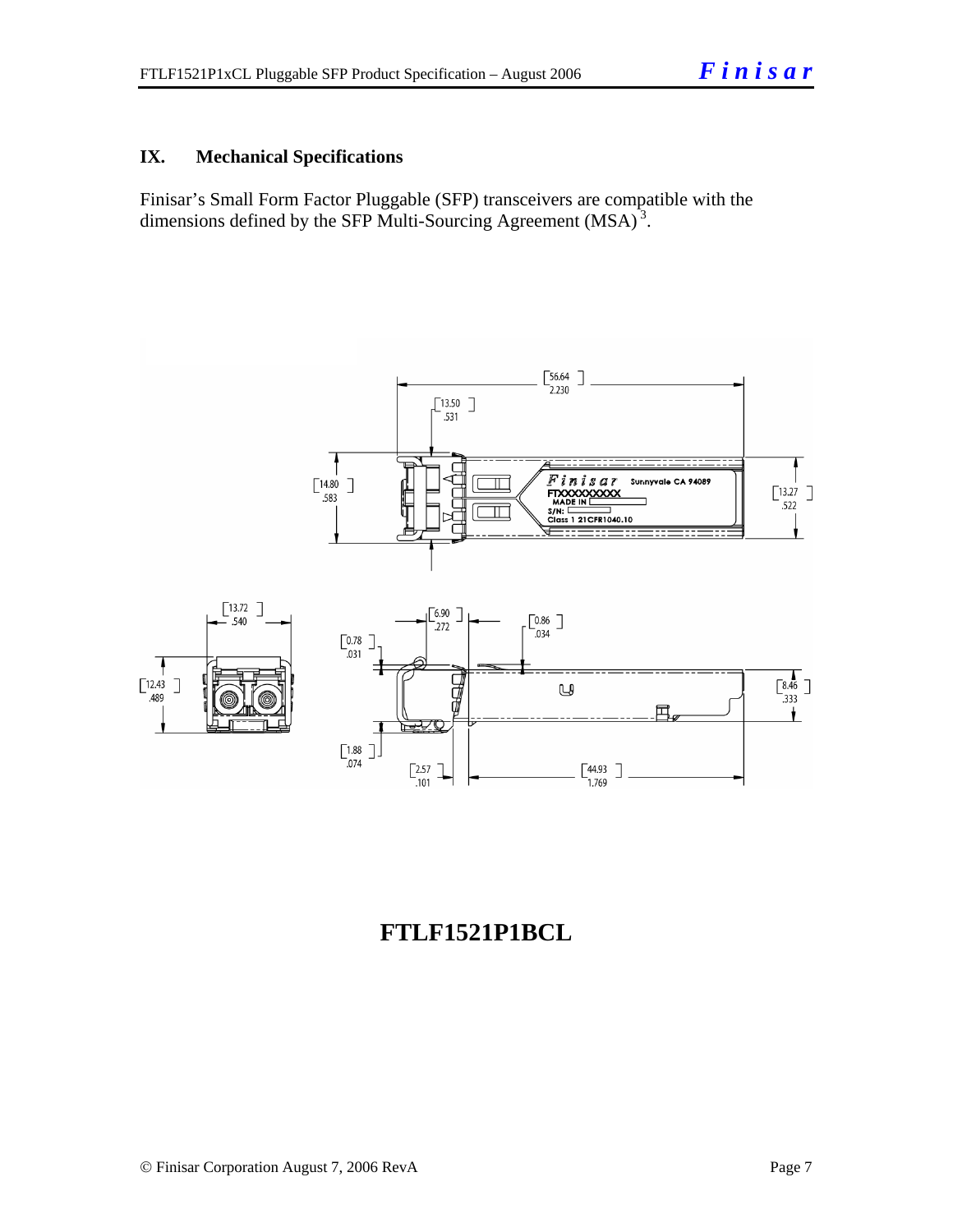## IX. Mechanical Specifications

Finisar's Small Form Factor Pluggable (SFP) transceivers are compatible with the dimensions defined by the SFP Multi-Sourcing Agreement (MSA)[3].

**FTLF1521P1BCL**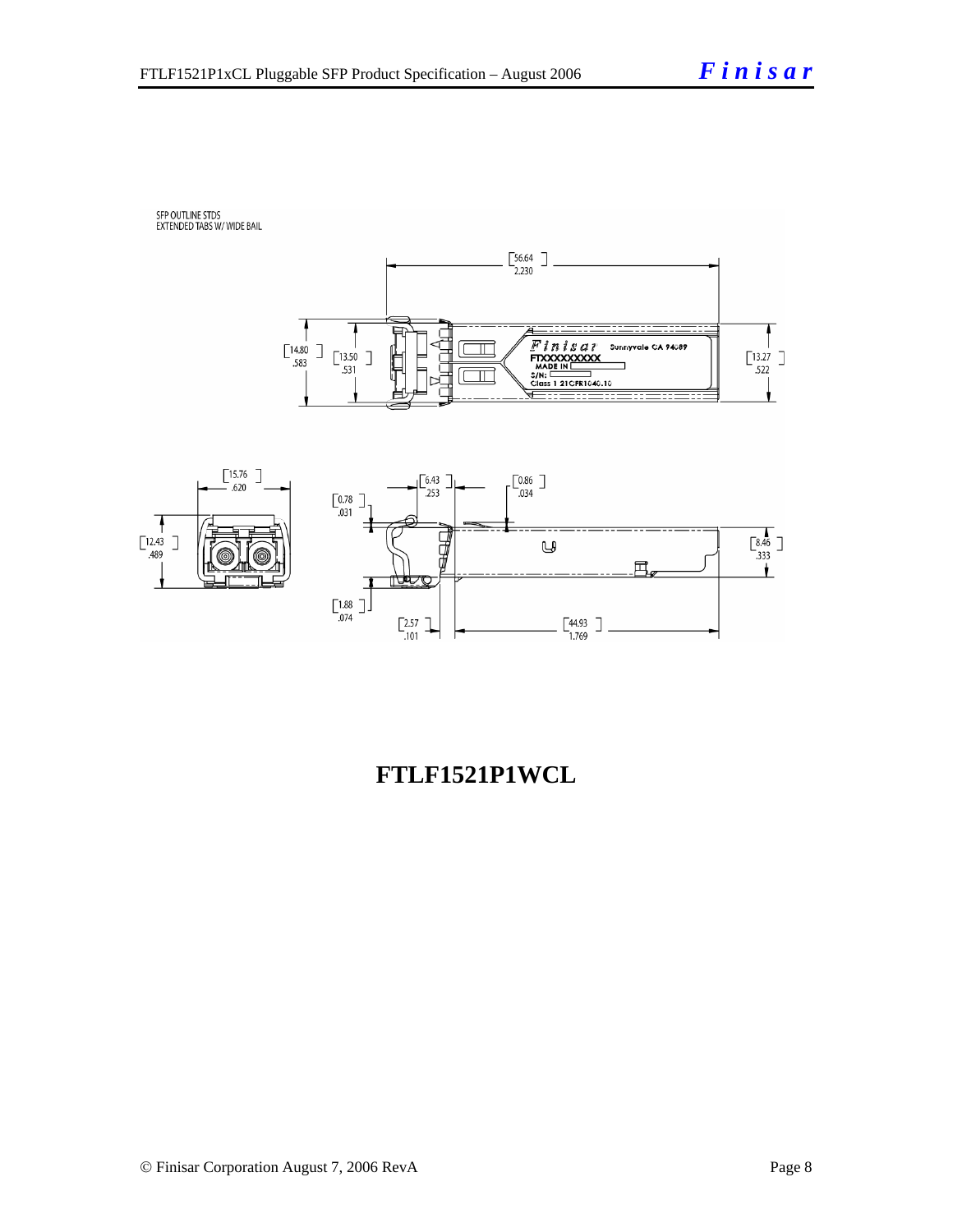SFP OUTLINE STDS
EXTENDED TABS W/ WIDE BAIL

**FTLF1521P1WCL**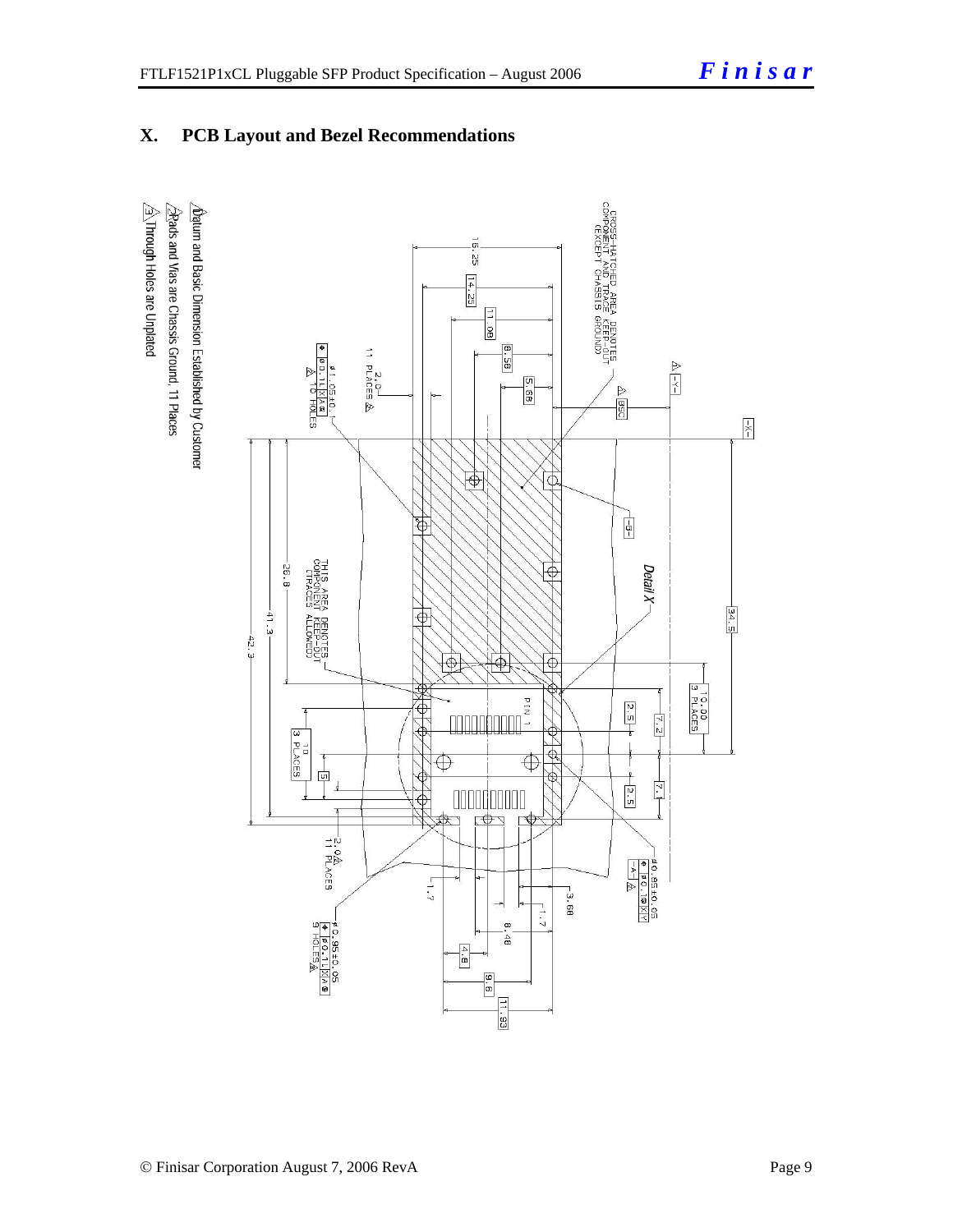## X. PCB Layout and Bezel Recommendations

1. Datum and Basic Dimension Established by Customer
2. Pads and Vias are Chassis Ground, 11 Places
3. Through Holes are Unplated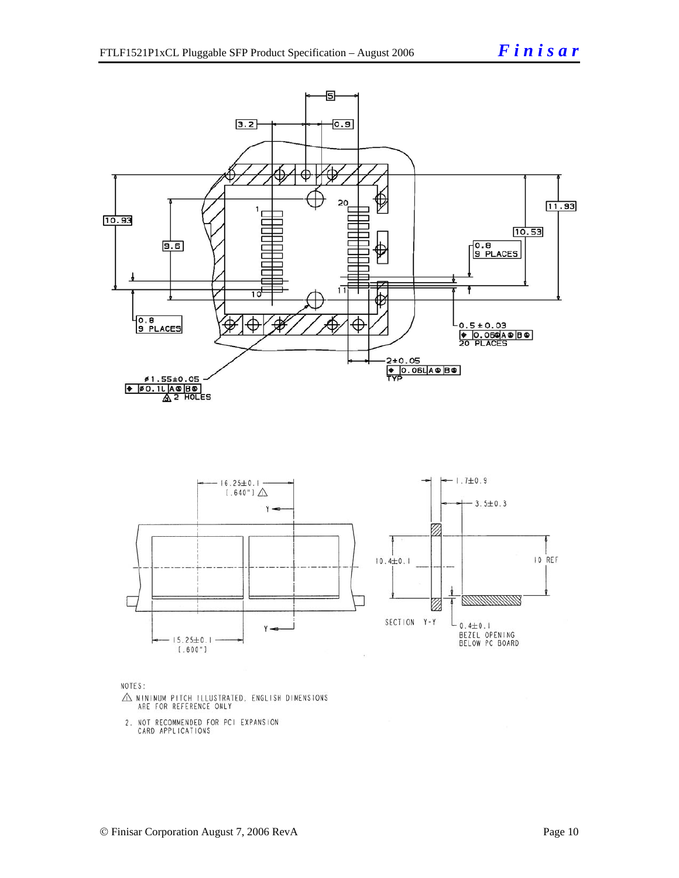NOTES:

1. MINIMUM PITCH ILLUSTRATED, ENGLISH DIMENSIONS ARE FOR REFERENCE ONLY

2. NOT RECOMMENDED FOR PCI EXPANSION CARD APPLICATIONS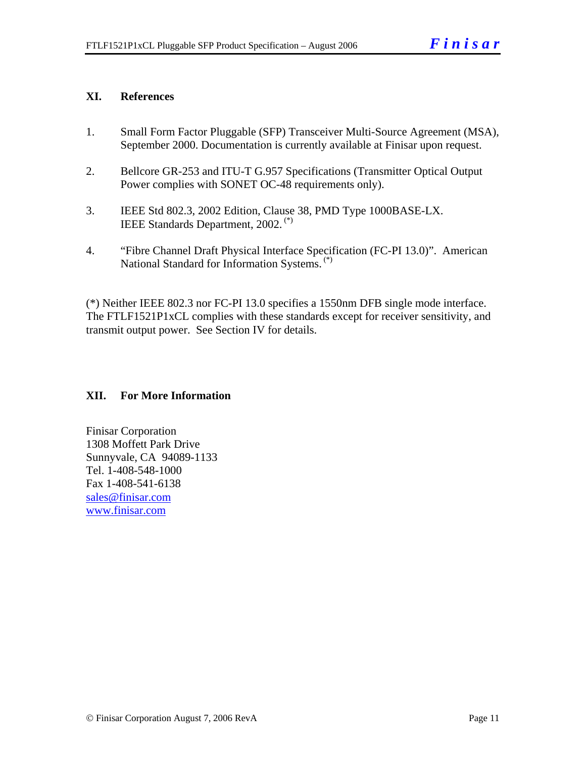## XI. References

1. Small Form Factor Pluggable (SFP) Transceiver Multi-Source Agreement (MSA), September 2000. Documentation is currently available at Finisar upon request.

2. Bellcore GR-253 and ITU-T G.957 Specifications (Transmitter Optical Output Power complies with SONET OC-48 requirements only).

3. IEEE Std 802.3, 2002 Edition, Clause 38, PMD Type 1000BASE-LX. IEEE Standards Department, 2002. (*)

4. "Fibre Channel Draft Physical Interface Specification (FC-PI 13.0)". American National Standard for Information Systems. (*)

(*) Neither IEEE 802.3 nor FC-PI 13.0 specifies a 1550nm DFB single mode interface. The FTLF1521P1xCL complies with these standards except for receiver sensitivity, and transmit output power. See Section IV for details.

## XII. For More Information

Finisar Corporation
1308 Moffett Park Drive
Sunnyvale, CA 94089-1133
Tel. 1-408-548-1000
Fax 1-408-541-6138
sales@finisar.com
www.finisar.com